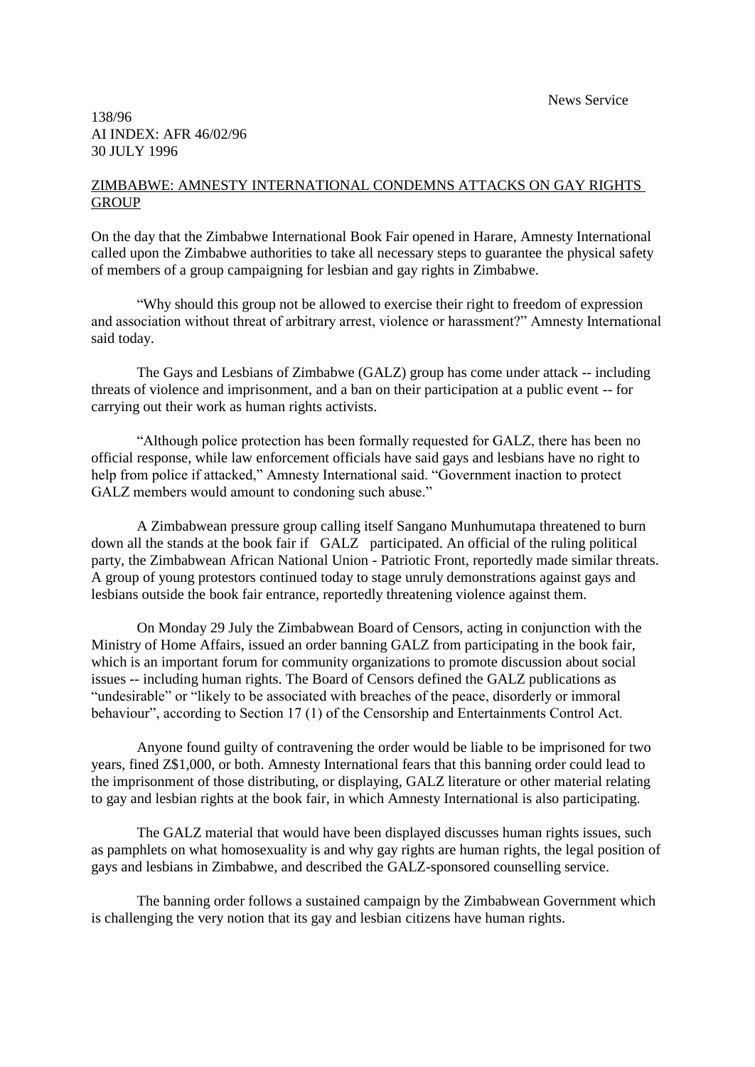News Service

138/96
AI INDEX: AFR 46/02/96
30 JULY 1996

## ZIMBABWE: AMNESTY INTERNATIONAL CONDEMNS ATTACKS ON GAY RIGHTS GROUP

On the day that the Zimbabwe International Book Fair opened in Harare, Amnesty International called upon the Zimbabwe authorities to take all necessary steps to guarantee the physical safety of members of a group campaigning for lesbian and gay rights in Zimbabwe.

"Why should this group not be allowed to exercise their right to freedom of expression and association without threat of arbitrary arrest, violence or harassment?" Amnesty International said today.

The Gays and Lesbians of Zimbabwe (GALZ) group has come under attack -- including threats of violence and imprisonment, and a ban on their participation at a public event -- for carrying out their work as human rights activists.

"Although police protection has been formally requested for GALZ, there has been no official response, while law enforcement officials have said gays and lesbians have no right to help from police if attacked," Amnesty International said. "Government inaction to protect GALZ members would amount to condoning such abuse."

A Zimbabwean pressure group calling itself Sangano Munhumutapa threatened to burn down all the stands at the book fair if GALZ participated. An official of the ruling political party, the Zimbabwean African National Union - Patriotic Front, reportedly made similar threats. A group of young protestors continued today to stage unruly demonstrations against gays and lesbians outside the book fair entrance, reportedly threatening violence against them.

On Monday 29 July the Zimbabwean Board of Censors, acting in conjunction with the Ministry of Home Affairs, issued an order banning GALZ from participating in the book fair, which is an important forum for community organizations to promote discussion about social issues -- including human rights. The Board of Censors defined the GALZ publications as "undesirable" or "likely to be associated with breaches of the peace, disorderly or immoral behaviour", according to Section 17 (1) of the Censorship and Entertainments Control Act.

Anyone found guilty of contravening the order would be liable to be imprisoned for two years, fined Z$1,000, or both. Amnesty International fears that this banning order could lead to the imprisonment of those distributing, or displaying, GALZ literature or other material relating to gay and lesbian rights at the book fair, in which Amnesty International is also participating.

The GALZ material that would have been displayed discusses human rights issues, such as pamphlets on what homosexuality is and why gay rights are human rights, the legal position of gays and lesbians in Zimbabwe, and described the GALZ-sponsored counselling service.

The banning order follows a sustained campaign by the Zimbabwean Government which is challenging the very notion that its gay and lesbian citizens have human rights.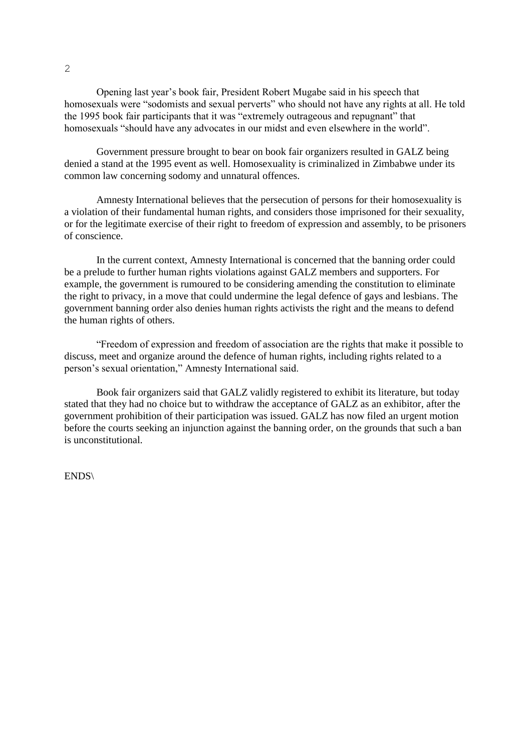Opening last year's book fair, President Robert Mugabe said in his speech that homosexuals were "sodomists and sexual perverts" who should not have any rights at all. He told the 1995 book fair participants that it was "extremely outrageous and repugnant" that homosexuals "should have any advocates in our midst and even elsewhere in the world".

Government pressure brought to bear on book fair organizers resulted in GALZ being denied a stand at the 1995 event as well. Homosexuality is criminalized in Zimbabwe under its common law concerning sodomy and unnatural offences.

Amnesty International believes that the persecution of persons for their homosexuality is a violation of their fundamental human rights, and considers those imprisoned for their sexuality, or for the legitimate exercise of their right to freedom of expression and assembly, to be prisoners of conscience.

In the current context, Amnesty International is concerned that the banning order could be a prelude to further human rights violations against GALZ members and supporters. For example, the government is rumoured to be considering amending the constitution to eliminate the right to privacy, in a move that could undermine the legal defence of gays and lesbians. The government banning order also denies human rights activists the right and the means to defend the human rights of others.

"Freedom of expression and freedom of association are the rights that make it possible to discuss, meet and organize around the defence of human rights, including rights related to a person's sexual orientation," Amnesty International said.

Book fair organizers said that GALZ validly registered to exhibit its literature, but today stated that they had no choice but to withdraw the acceptance of GALZ as an exhibitor, after the government prohibition of their participation was issued. GALZ has now filed an urgent motion before the courts seeking an injunction against the banning order, on the grounds that such a ban is unconstitutional.

ENDS\